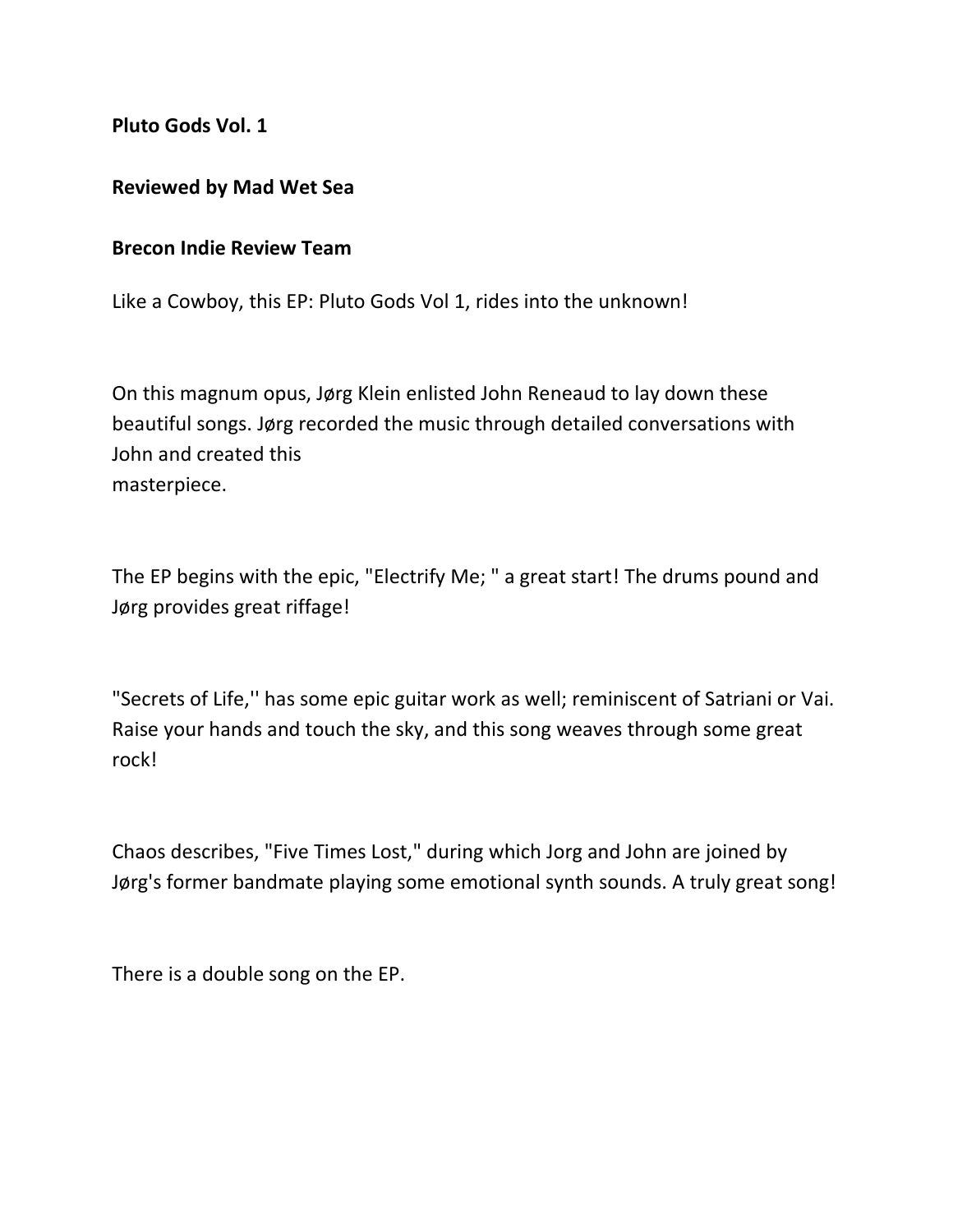**Pluto Gods Vol. 1**

**Reviewed by Mad Wet Sea**

**Brecon Indie Review Team**

Like a Cowboy, this EP: Pluto Gods Vol 1, rides into the unknown!

On this magnum opus, Jørg Klein enlisted John Reneaud to lay down these beautiful songs. Jørg recorded the music through detailed conversations with John and created this masterpiece.

The EP begins with the epic, "Electrify Me; " a great start! The drums pound and Jørg provides great riffage!

"Secrets of Life,'' has some epic guitar work as well; reminiscent of Satriani or Vai. Raise your hands and touch the sky, and this song weaves through some great rock!

Chaos describes, "Five Times Lost," during which Jorg and John are joined by Jørg's former bandmate playing some emotional synth sounds. A truly great song!

There is a double song on the EP.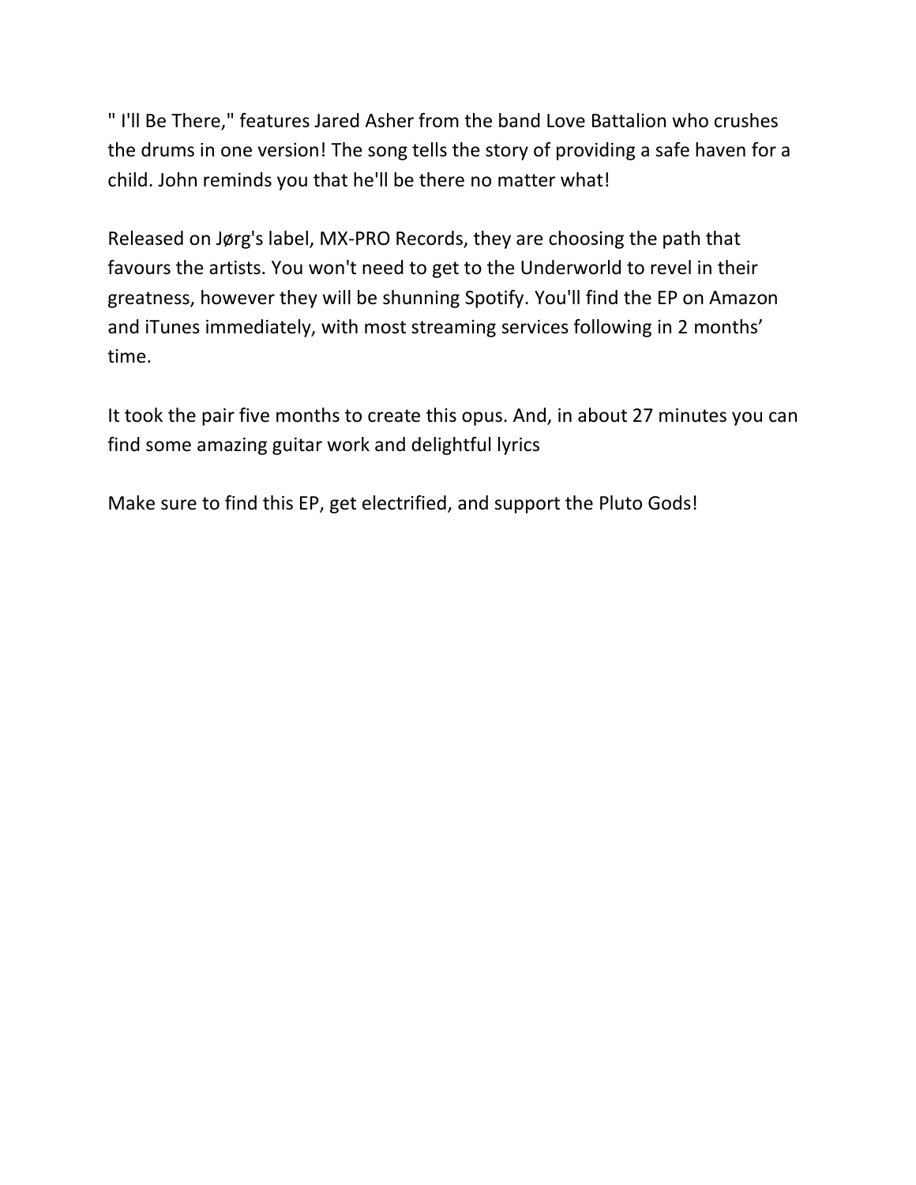" I'll Be There," features Jared Asher from the band Love Battalion who crushes the drums in one version! The song tells the story of providing a safe haven for a child. John reminds you that he'll be there no matter what!

Released on Jørg's label, MX-PRO Records, they are choosing the path that favours the artists. You won't need to get to the Underworld to revel in their greatness, however they will be shunning Spotify. You'll find the EP on Amazon and iTunes immediately, with most streaming services following in 2 months' time.

It took the pair five months to create this opus. And, in about 27 minutes you can find some amazing guitar work and delightful lyrics

Make sure to find this EP, get electrified, and support the Pluto Gods!